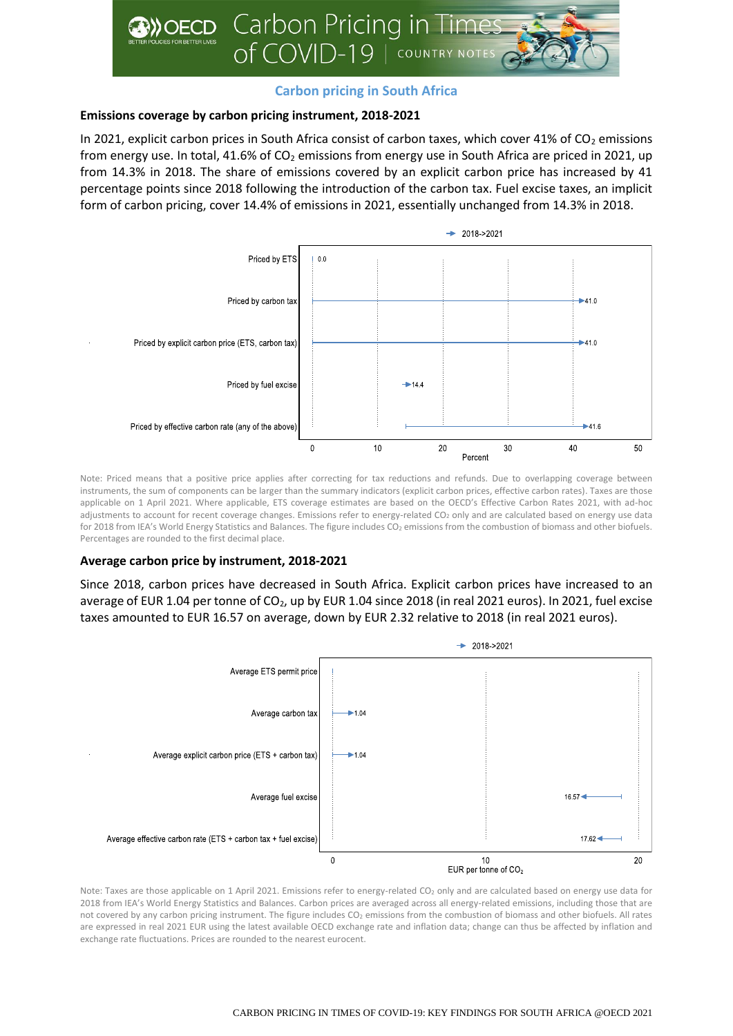## Carbon pricing in South Africa

### Emissions coverage by carbon pricing instrument, 2018-2021

In 2021, explicit carbon prices in South Africa consist of carbon taxes, which cover 41% of $CO_2$ emissions from energy use. In total, 41.6% of $CO_2$ emissions from energy use in South Africa are priced in 2021, up from 14.3% in 2018. The share of emissions covered by an explicit carbon price has increased by 41 percentage points since 2018 following the introduction of the carbon tax. Fuel excise taxes, an implicit form of carbon pricing, cover 14.4% of emissions in 2021, essentially unchanged from 14.3% in 2018.

| Instrument (2018->2021, Percent) | 2021 |
|---|---|
| Priced by ETS | 0.0 |
| Priced by carbon tax | 41.0 |
| Priced by explicit carbon price (ETS, carbon tax) | 41.0 |
| Priced by fuel excise | 14.4 |
| Priced by effective carbon rate (any of the above) | 41.6 |

Note: Priced means that a positive price applies after correcting for tax reductions and refunds. Due to overlapping coverage between instruments, the sum of components can be larger than the summary indicators (explicit carbon prices, effective carbon rates). Taxes are those applicable on 1 April 2021. Where applicable, ETS coverage estimates are based on the OECD's Effective Carbon Rates 2021, with ad-hoc adjustments to account for recent coverage changes. Emissions refer to energy-related $CO_2$ only and are calculated based on energy use data for 2018 from IEA's World Energy Statistics and Balances. The figure includes $CO_2$ emissions from the combustion of biomass and other biofuels. Percentages are rounded to the first decimal place.

### Average carbon price by instrument, 2018-2021

Since 2018, carbon prices have decreased in South Africa. Explicit carbon prices have increased to an average of EUR 1.04 per tonne of $CO_2$, up by EUR 1.04 since 2018 (in real 2021 euros). In 2021, fuel excise taxes amounted to EUR 16.57 on average, down by EUR 2.32 relative to 2018 (in real 2021 euros).

| Instrument (2018->2021, EUR per tonne of $CO_2$) | 2021 |
|---|---|
| Average ETS permit price | |
| Average carbon tax | 1.04 |
| Average explicit carbon price (ETS + carbon tax) | 1.04 |
| Average fuel excise | 16.57 |
| Average effective carbon rate (ETS + carbon tax + fuel excise) | 17.62 |

Note: Taxes are those applicable on 1 April 2021. Emissions refer to energy-related $CO_2$ only and are calculated based on energy use data for 2018 from IEA's World Energy Statistics and Balances. Carbon prices are averaged across all energy-related emissions, including those that are not covered by any carbon pricing instrument. The figure includes $CO_2$ emissions from the combustion of biomass and other biofuels. All rates are expressed in real 2021 EUR using the latest available OECD exchange rate and inflation data; change can thus be affected by inflation and exchange rate fluctuations. Prices are rounded to the nearest eurocent.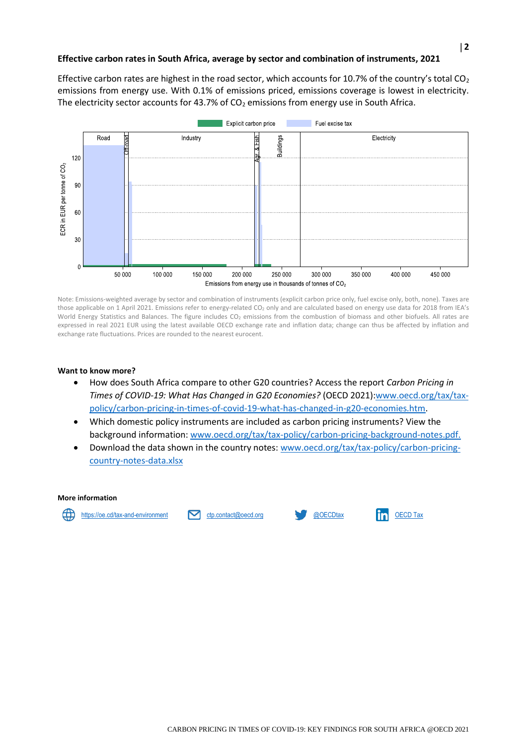**Effective carbon rates in South Africa, average by sector and combination of instruments, 2021**

Effective carbon rates are highest in the road sector, which accounts for 10.7% of the country's total $CO_2$ emissions from energy use. With 0.1% of emissions priced, emissions coverage is lowest in electricity. The electricity sector accounts for 43.7% of $CO_2$ emissions from energy use in South Africa.

Explicit carbon price
Fuel excise tax

Road
Off-road
Industry
Agr. & Fish.
Buildings
Electricity

ECR in EUR per tonne of $CO_2$

0
30
60
90
120

50 000
100 000
150 000
200 000
250 000
300 000
350 000
400 000
450 000

Emissions from energy use in thousands of tonnes of $CO_2$

Note: Emissions-weighted average by sector and combination of instruments (explicit carbon price only, fuel excise only, both, none). Taxes are those applicable on 1 April 2021. Emissions refer to energy-related $CO_2$ only and are calculated based on energy use data for 2018 from IEA's World Energy Statistics and Balances. The figure includes $CO_2$ emissions from the combustion of biomass and other biofuels. All rates are expressed in real 2021 EUR using the latest available OECD exchange rate and inflation data; change can thus be affected by inflation and exchange rate fluctuations. Prices are rounded to the nearest eurocent.

**Want to know more?**

- How does South Africa compare to other G20 countries? Access the report *Carbon Pricing in Times of COVID-19: What Has Changed in G20 Economies?* (OECD 2021):www.oecd.org/tax/tax-policy/carbon-pricing-in-times-of-covid-19-what-has-changed-in-g20-economies.htm.
- Which domestic policy instruments are included as carbon pricing instruments? View the background information: www.oecd.org/tax/tax-policy/carbon-pricing-background-notes.pdf.
- Download the data shown in the country notes: www.oecd.org/tax/tax-policy/carbon-pricing-country-notes-data.xlsx

**More information**

https://oe.cd/tax-and-environment    ctp.contact@oecd.org    @OECDtax    OECD Tax